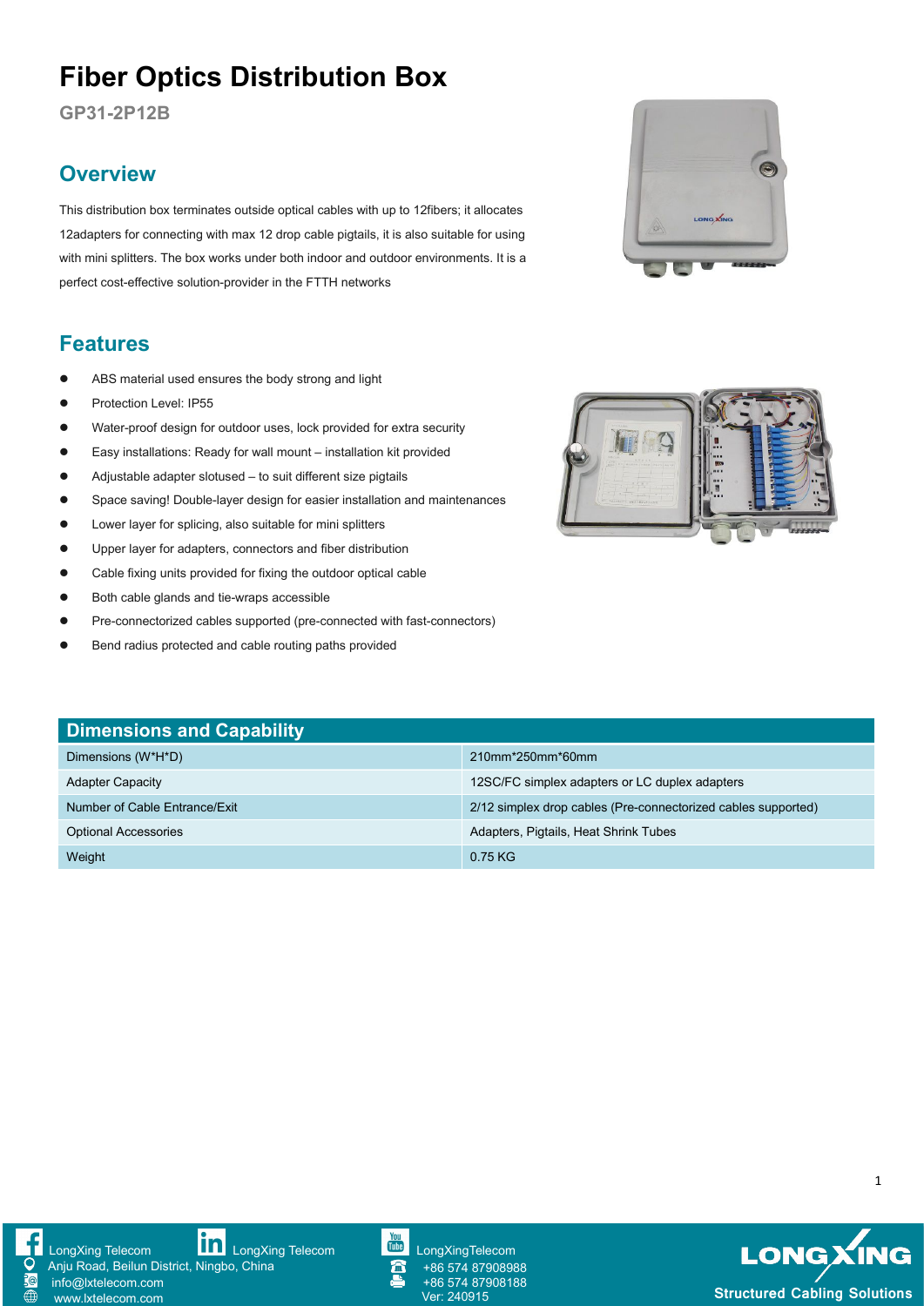# Fiber Optics Distribution Box

**GP31-2P12B**

## Overview

This distribution box terminates outside optical cables with up to 12fibers; it allocates 12adapters for connecting with max 12 drop cable pigtails, it is also suitable for using with mini splitters. The box works under both indoor and outdoor environments. It is a perfect cost-effective solution-provider in the FTTH networks

## Features

- ABS material used ensures the body strong and light
- Protection Level: IP55
- Water-proof design for outdoor uses, lock provided for extra security
- Easy installations: Ready for wall mount – installation kit provided
- Adjustable adapter slotused – to suit different size pigtails
- Space saving! Double-layer design for easier installation and maintenances
- Lower layer for splicing, also suitable for mini splitters
- Upper layer for adapters, connectors and fiber distribution
- Cable fixing units provided for fixing the outdoor optical cable
- Both cable glands and tie-wraps accessible
- Pre-connectorized cables supported (pre-connected with fast-connectors)
- Bend radius protected and cable routing paths provided

## Dimensions and Capability

| Dimensions and Capability | |
|---|---|
| Dimensions (W*H*D) | 210mm*250mm*60mm |
| Adapter Capacity | 12SC/FC simplex adapters or LC duplex adapters |
| Number of Cable Entrance/Exit | 2/12 simplex drop cables (Pre-connectorized cables supported) |
| Optional Accessories | Adapters, Pigtails, Heat Shrink Tubes |
| Weight | 0.75 KG |

LongXing Telecom | LongXing Telecom | LongXingTelecom
Anju Road, Beilun District, Ningbo, China
info@lxtelecom.com
www.lxtelecom.com
+86 574 87908988
+86 574 87908188
Ver: 240915

LONGXING Structured Cabling Solutions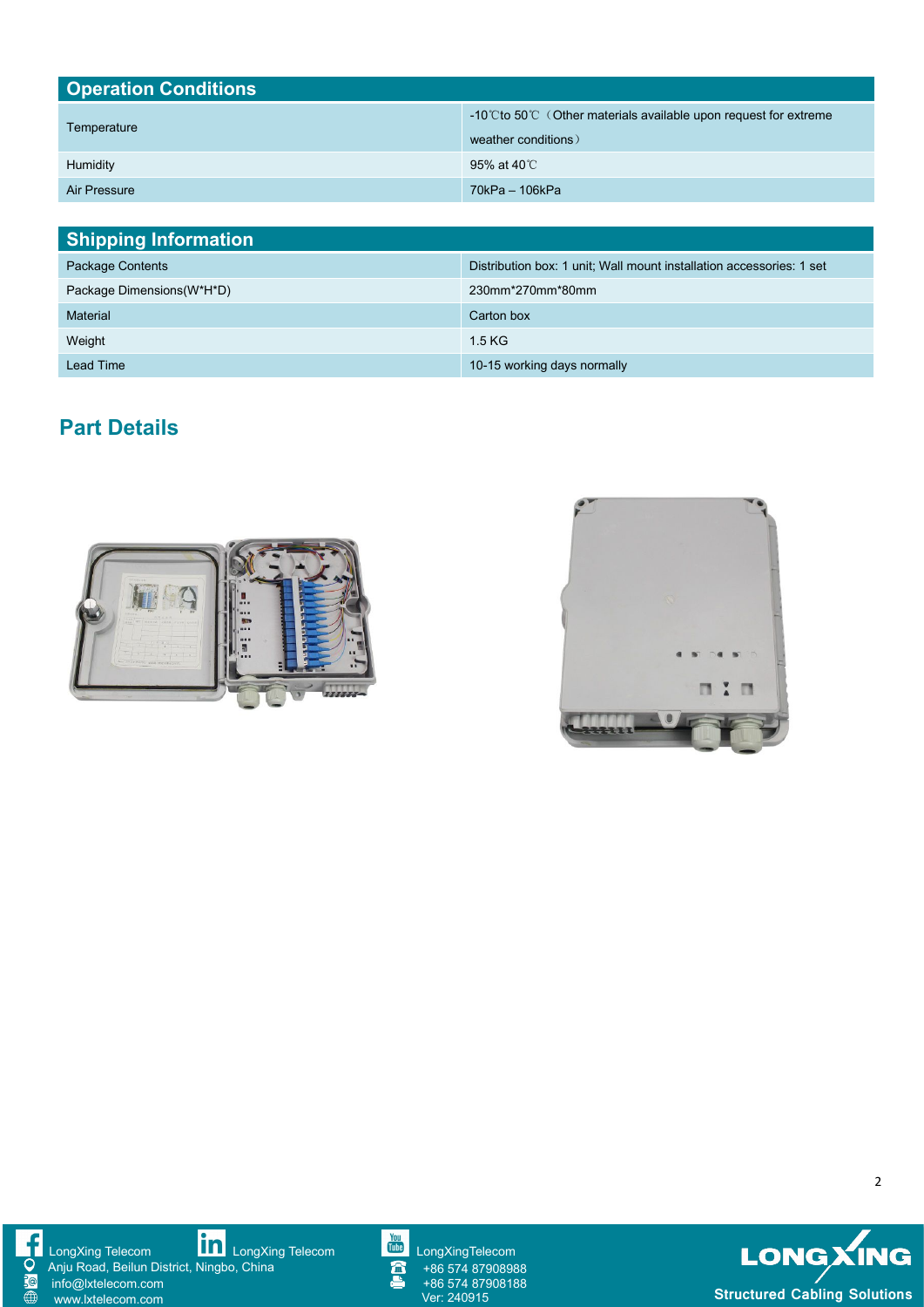## Operation Conditions

| Operation Conditions | |
|---|---|
| Temperature | -10℃to 50℃（Other materials available upon request for extreme weather conditions） |
| Humidity | 95% at 40℃ |
| Air Pressure | 70kPa – 106kPa |

## Shipping Information

| Shipping Information | |
|---|---|
| Package Contents | Distribution box: 1 unit; Wall mount installation accessories: 1 set |
| Package Dimensions(W*H*D) | 230mm*270mm*80mm |
| Material | Carton box |
| Weight | 1.5 KG |
| Lead Time | 10-15 working days normally |

## Part Details

LongXing Telecom LongXing Telecom LongXingTelecom
Anju Road, Beilun District, Ningbo, China
info@lxtelecom.com
www.lxtelecom.com
+86 574 87908988
+86 574 87908188
Ver: 240915

LONGXING
Structured Cabling Solutions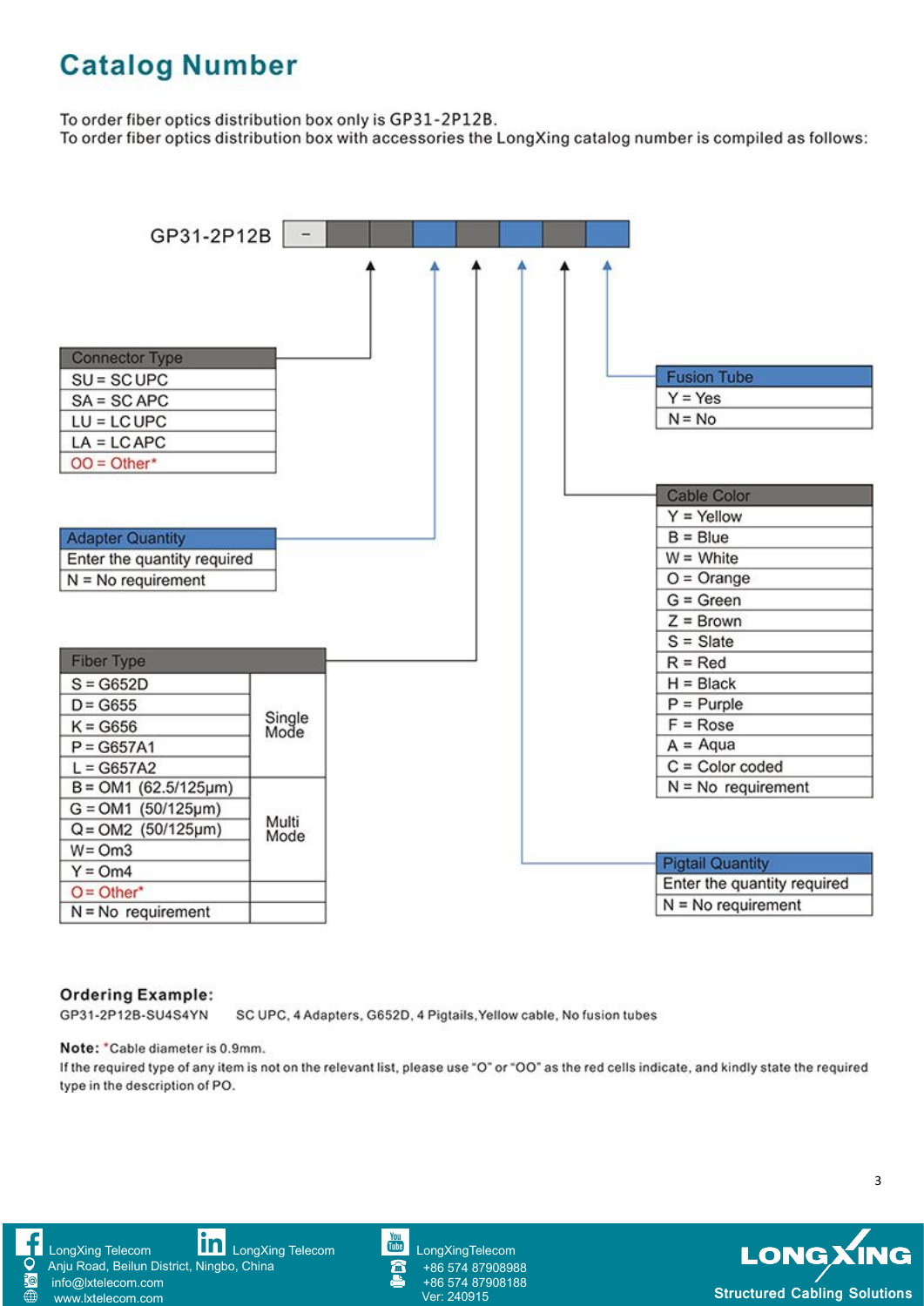# Catalog Number

To order fiber optics distribution box only is GP31-2P12B.
To order fiber optics distribution box with accessories the LongXing catalog number is compiled as follows:

GP31-2P12B – [Connector Type] [Adapter Quantity] [Fiber Type] [Pigtail Quantity] [Cable Color] [Fusion Tube]

| Connector Type |
|---|
| SU = SC UPC |
| SA = SC APC |
| LU = LC UPC |
| LA = LC APC |
| OO = Other* |

| Adapter Quantity |
|---|
| Enter the quantity required |
| N = No requirement |

| Fiber Type | |
|---|---|
| S = G652D | Single Mode |
| D = G655 | Single Mode |
| K = G656 | Single Mode |
| P = G657A1 | Single Mode |
| L = G657A2 | Single Mode |
| B = OM1 (62.5/125µm) | Multi Mode |
| G = OM1 (50/125µm) | Multi Mode |
| Q = OM2 (50/125µm) | Multi Mode |
| W = Om3 | Multi Mode |
| Y = Om4 | Multi Mode |
| O = Other* | |
| N = No requirement | |

| Fusion Tube |
|---|
| Y = Yes |
| N = No |

| Cable Color |
|---|
| Y = Yellow |
| B = Blue |
| W = White |
| O = Orange |
| G = Green |
| Z = Brown |
| S = Slate |
| R = Red |
| H = Black |
| P = Purple |
| F = Rose |
| A = Aqua |
| C = Color coded |
| N = No requirement |

| Pigtail Quantity |
|---|
| Enter the quantity required |
| N = No requirement |

**Ordering Example:**

GP31-2P12B-SU4S4YN    SC UPC, 4 Adapters, G652D, 4 Pigtails, Yellow cable, No fusion tubes

**Note:** *Cable diameter is 0.9mm.
If the required type of any item is not on the relevant list, please use "O" or "OO" as the red cells indicate, and kindly state the required type in the description of PO.

LongXing Telecom
Anju Road, Beilun District, Ningbo, China
info@lxtelecom.com
www.lxtelecom.com
LongXing Telecom
LongXingTelecom
+86 574 87908988
+86 574 87908188
Ver: 240915

LONGXING
Structured Cabling Solutions